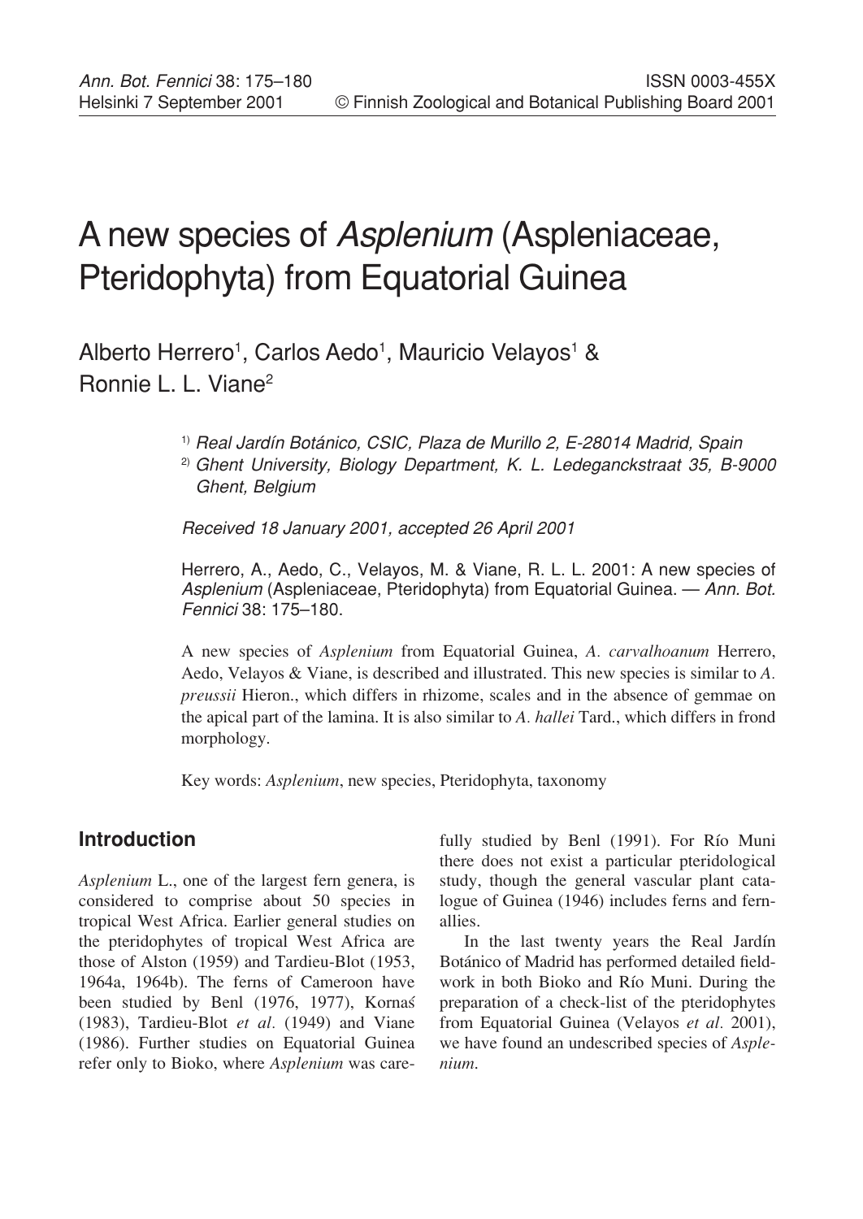# A new species of *Asplenium* (Aspleniaceae, Pteridophyta) from Equatorial Guinea

Alberto Herrero[1], Carlos Aedo[1], Mauricio Velayos[1] & Ronnie L. L. Viane[2]

[1] *Real Jardín Botánico, CSIC, Plaza de Murillo 2, E-28014 Madrid, Spain*

[2] *Ghent University, Biology Department, K. L. Ledeganckstraat 35, B-9000 Ghent, Belgium*

*Received 18 January 2001, accepted 26 April 2001*

Herrero, A., Aedo, C., Velayos, M. & Viane, R. L. L. 2001: A new species of *Asplenium* (Aspleniaceae, Pteridophyta) from Equatorial Guinea. — *Ann. Bot. Fennici* 38: 175–180.

A new species of *Asplenium* from Equatorial Guinea, *A. carvalhoanum* Herrero, Aedo, Velayos & Viane, is described and illustrated. This new species is similar to *A. preussii* Hieron., which differs in rhizome, scales and in the absence of gemmae on the apical part of the lamina. It is also similar to *A. hallei* Tard., which differs in frond morphology.

Key words: *Asplenium*, new species, Pteridophyta, taxonomy

## Introduction

*Asplenium* L., one of the largest fern genera, is considered to comprise about 50 species in tropical West Africa. Earlier general studies on the pteridophytes of tropical West Africa are those of Alston (1959) and Tardieu-Blot (1953, 1964a, 1964b). The ferns of Cameroon have been studied by Benl (1976, 1977), Kornaś (1983), Tardieu-Blot *et al.* (1949) and Viane (1986). Further studies on Equatorial Guinea refer only to Bioko, where *Asplenium* was carefully studied by Benl (1991). For Río Muni there does not exist a particular pteridological study, though the general vascular plant catalogue of Guinea (1946) includes ferns and fern-allies.

In the last twenty years the Real Jardín Botánico of Madrid has performed detailed fieldwork in both Bioko and Río Muni. During the preparation of a check-list of the pteridophytes from Equatorial Guinea (Velayos *et al.* 2001), we have found an undescribed species of *Asplenium*.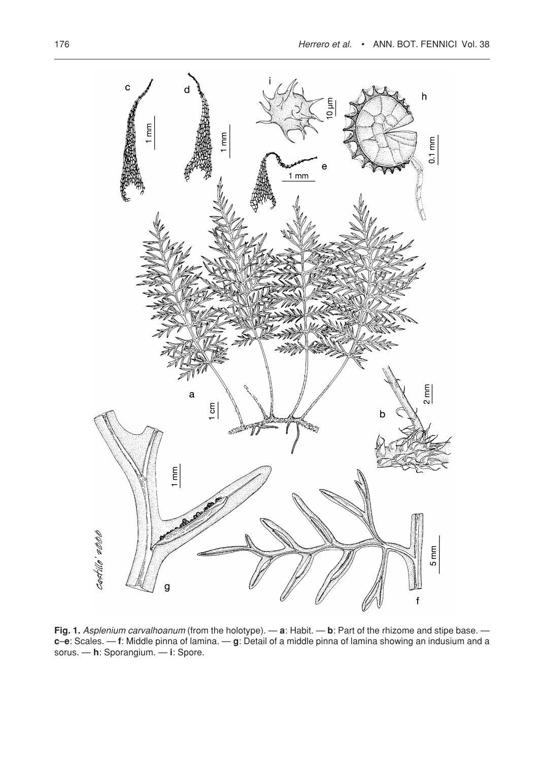**Fig. 1.** *Asplenium carvalhoanum* (from the holotype). — **a**: Habit. — **b**: Part of the rhizome and stipe base. — **c**–**e**: Scales. — **f**: Middle pinna of lamina. — **g**: Detail of a middle pinna of lamina showing an indusium and a sorus. — **h**: Sporangium. — **i**: Spore.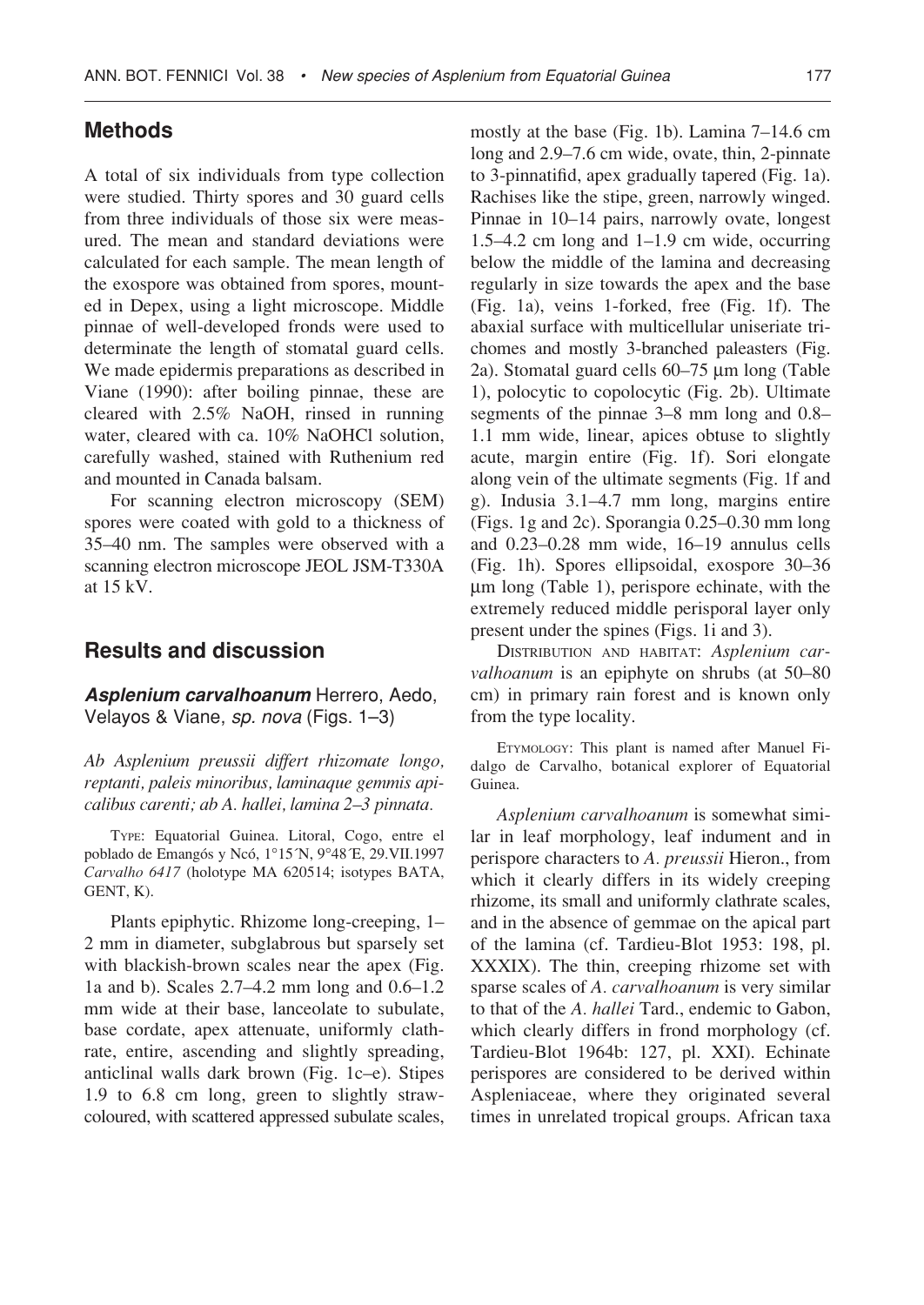## Methods

A total of six individuals from type collection were studied. Thirty spores and 30 guard cells from three individuals of those six were measured. The mean and standard deviations were calculated for each sample. The mean length of the exospore was obtained from spores, mounted in Depex, using a light microscope. Middle pinnae of well-developed fronds were used to determinate the length of stomatal guard cells. We made epidermis preparations as described in Viane (1990): after boiling pinnae, these are cleared with 2.5% NaOH, rinsed in running water, cleared with ca. 10% NaOHCl solution, carefully washed, stained with Ruthenium red and mounted in Canada balsam.

For scanning electron microscopy (SEM) spores were coated with gold to a thickness of 35–40 nm. The samples were observed with a scanning electron microscope JEOL JSM-T330A at 15 kV.

## Results and discussion

***Asplenium carvalhoanum*** **Herrero, Aedo, Velayos & Viane, *sp. nova*** **(Figs. 1–3)**

*Ab Asplenium preussii differt rhizomate longo, reptanti, paleis minoribus, laminaque gemmis apicalibus carenti; ab A. hallei, lamina 2–3 pinnata.*

TYPE: Equatorial Guinea. Litoral, Cogo, entre el poblado de Emangós y Ncó, 1°15´N, 9°48´E, 29.VII.1997 *Carvalho 6417* (holotype MA 620514; isotypes BATA, GENT, K).

Plants epiphytic. Rhizome long-creeping, 1–2 mm in diameter, subglabrous but sparsely set with blackish-brown scales near the apex (Fig. 1a and b). Scales 2.7–4.2 mm long and 0.6–1.2 mm wide at their base, lanceolate to subulate, base cordate, apex attenuate, uniformly clathrate, entire, ascending and slightly spreading, anticlinal walls dark brown (Fig. 1c–e). Stipes 1.9 to 6.8 cm long, green to slightly straw-coloured, with scattered appressed subulate scales, mostly at the base (Fig. 1b). Lamina 7–14.6 cm long and 2.9–7.6 cm wide, ovate, thin, 2-pinnate to 3-pinnatifid, apex gradually tapered (Fig. 1a). Rachises like the stipe, green, narrowly winged. Pinnae in 10–14 pairs, narrowly ovate, longest 1.5–4.2 cm long and 1–1.9 cm wide, occurring below the middle of the lamina and decreasing regularly in size towards the apex and the base (Fig. 1a), veins 1-forked, free (Fig. 1f). The abaxial surface with multicellular uniseriate trichomes and mostly 3-branched paleasters (Fig. 2a). Stomatal guard cells 60–75 µm long (Table 1), polocytic to copolocytic (Fig. 2b). Ultimate segments of the pinnae 3–8 mm long and 0.8–1.1 mm wide, linear, apices obtuse to slightly acute, margin entire (Fig. 1f). Sori elongate along vein of the ultimate segments (Fig. 1f and g). Indusia 3.1–4.7 mm long, margins entire (Figs. 1g and 2c). Sporangia 0.25–0.30 mm long and 0.23–0.28 mm wide, 16–19 annulus cells (Fig. 1h). Spores ellipsoidal, exospore 30–36 µm long (Table 1), perispore echinate, with the extremely reduced middle perisporal layer only present under the spines (Figs. 1i and 3).

DISTRIBUTION AND HABITAT: *Asplenium carvalhoanum* is an epiphyte on shrubs (at 50–80 cm) in primary rain forest and is known only from the type locality.

ETYMOLOGY: This plant is named after Manuel Fidalgo de Carvalho, botanical explorer of Equatorial Guinea.

*Asplenium carvalhoanum* is somewhat similar in leaf morphology, leaf indument and in perispore characters to *A. preussii* Hieron., from which it clearly differs in its widely creeping rhizome, its small and uniformly clathrate scales, and in the absence of gemmae on the apical part of the lamina (cf. Tardieu-Blot 1953: 198, pl. XXXIX). The thin, creeping rhizome set with sparse scales of *A. carvalhoanum* is very similar to that of the *A. hallei* Tard., endemic to Gabon, which clearly differs in frond morphology (cf. Tardieu-Blot 1964b: 127, pl. XXI). Echinate perispores are considered to be derived within Aspleniaceae, where they originated several times in unrelated tropical groups. African taxa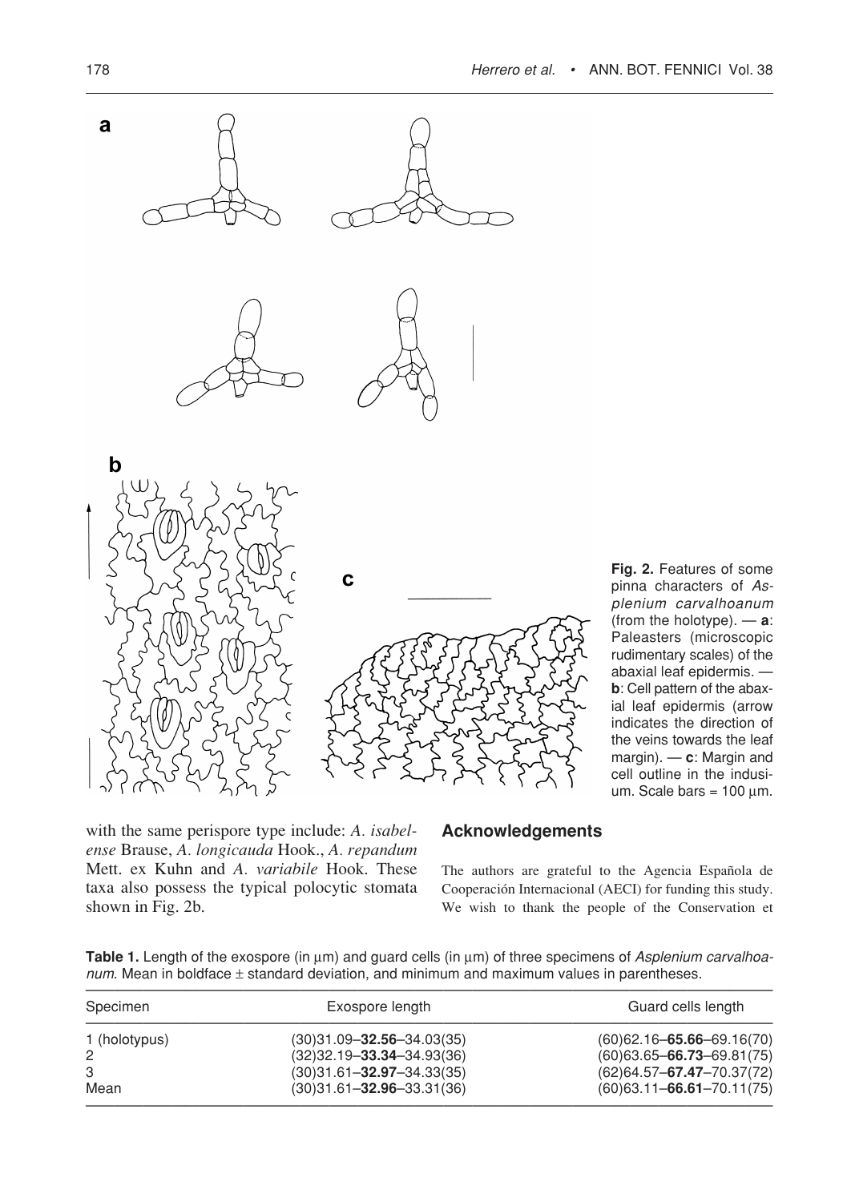**Fig. 2.** Features of some pinna characters of *Asplenium carvalhoanum* (from the holotype). — **a**: Paleasters (microscopic rudimentary scales) of the abaxial leaf epidermis. — **b**: Cell pattern of the abaxial leaf epidermis (arrow indicates the direction of the veins towards the leaf margin). — **c**: Margin and cell outline in the indusium. Scale bars = 100 µm.

with the same perispore type include: *A. isabelense* Brause, *A. longicauda* Hook., *A. repandum* Mett. ex Kuhn and *A. variabile* Hook. These taxa also possess the typical polocytic stomata shown in Fig. 2b.

## Acknowledgements

The authors are grateful to the Agencia Española de Cooperación Internacional (AECI) for funding this study. We wish to thank the people of the Conservation et

**Table 1.** Length of the exospore (in µm) and guard cells (in µm) of three specimens of *Asplenium carvalhoanum*. Mean in boldface ± standard deviation, and minimum and maximum values in parentheses.

| Specimen | Exospore length | Guard cells length |
|---|---|---|
| 1 (holotypus) | (30)31.09–**32.56**–34.03(35) | (60)62.16–**65.66**–69.16(70) |
| 2 | (32)32.19–**33.34**–34.93(36) | (60)63.65–**66.73**–69.81(75) |
| 3 | (30)31.61–**32.97**–34.33(35) | (62)64.57–**67.47**–70.37(72) |
| Mean | (30)31.61–**32.96**–33.31(36) | (60)63.11–**66.61**–70.11(75) |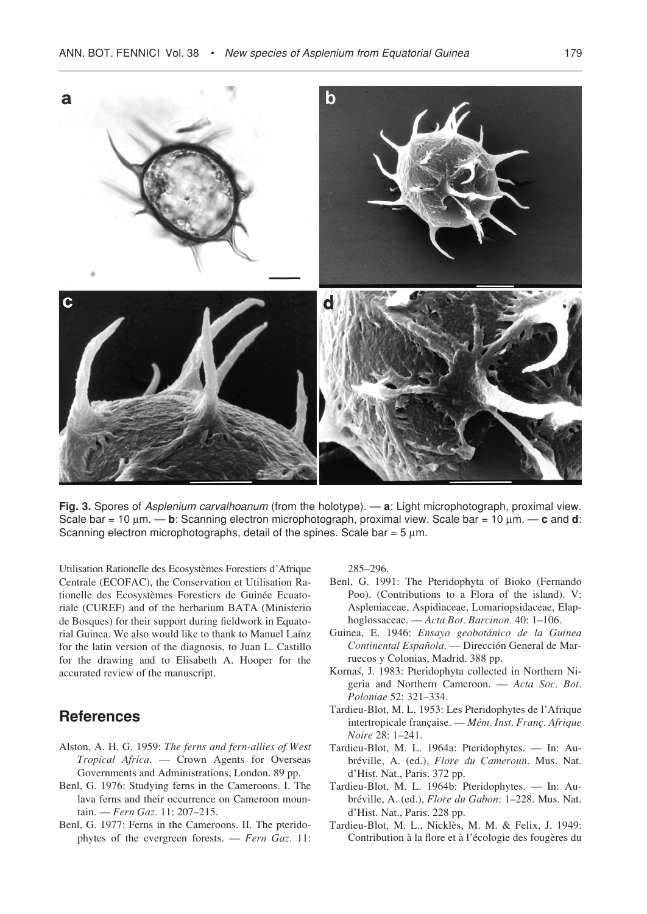**Fig. 3.** Spores of *Asplenium carvalhoanum* (from the holotype). — **a**: Light microphotograph, proximal view. Scale bar = 10 µm. — **b**: Scanning electron microphotograph, proximal view. Scale bar = 10 µm. — **c** and **d**: Scanning electron microphotographs, detail of the spines. Scale bar = 5 µm.

Utilisation Rationelle des Ecosystèmes Forestiers d'Afrique Centrale (ECOFAC), the Conservation et Utilisation Rationelle des Ecosystèmes Forestiers de Guinée Ecuatoriale (CUREF) and of the herbarium BATA (Ministerio de Bosques) for their support during fieldwork in Equatorial Guinea. We also would like to thank to Manuel Laínz for the latin version of the diagnosis, to Juan L. Castillo for the drawing and to Elisabeth A. Hooper for the accurated review of the manuscript.

## References

Alston, A. H. G. 1959: *The ferns and fern-allies of West Tropical Africa*. — Crown Agents for Overseas Governments and Administrations, London. 89 pp.

Benl, G. 1976: Studying ferns in the Cameroons. I. The lava ferns and their occurrence on Cameroon mountain. — *Fern Gaz.* 11: 207–215.

Benl, G. 1977: Ferns in the Cameroons. II. The pteridophytes of the evergreen forests. — *Fern Gaz.* 11: 285–296.

Benl, G. 1991: The Pteridophyta of Bioko (Fernando Poo). (Contributions to a Flora of the island). V: Aspleniaceae, Aspidiaceae, Lomariopsidaceae, Elaphoglossaceae. — *Acta Bot. Barcinon.* 40: 1–106.

Guinea, E. 1946: *Ensayo geobotánico de la Guinea Continental Española*. — Dirección General de Marruecos y Colonias, Madrid. 388 pp.

Kornaś, J. 1983: Pteridophyta collected in Northern Nigeria and Northern Cameroon. — *Acta Soc. Bot. Poloniae* 52: 321–334.

Tardieu-Blot, M. L. 1953: Les Pteridophytes de l'Afrique intertropicale française. — *Mém. Inst. Franç. Afrique Noire* 28: 1–241.

Tardieu-Blot, M. L. 1964a: Pteridophytes. — In: Aubréville, A. (ed.), *Flore du Cameroun*. Mus. Nat. d'Hist. Nat., Paris. 372 pp.

Tardieu-Blot, M. L. 1964b: Pteridophytes. — In: Aubréville, A. (ed.), *Flore du Gabon*: 1–228. Mus. Nat. d'Hist. Nat., Paris. 228 pp.

Tardieu-Blot, M. L., Nicklès, M. M. & Felix, J. 1949: Contribution à la flore et à l'écologie des fougères du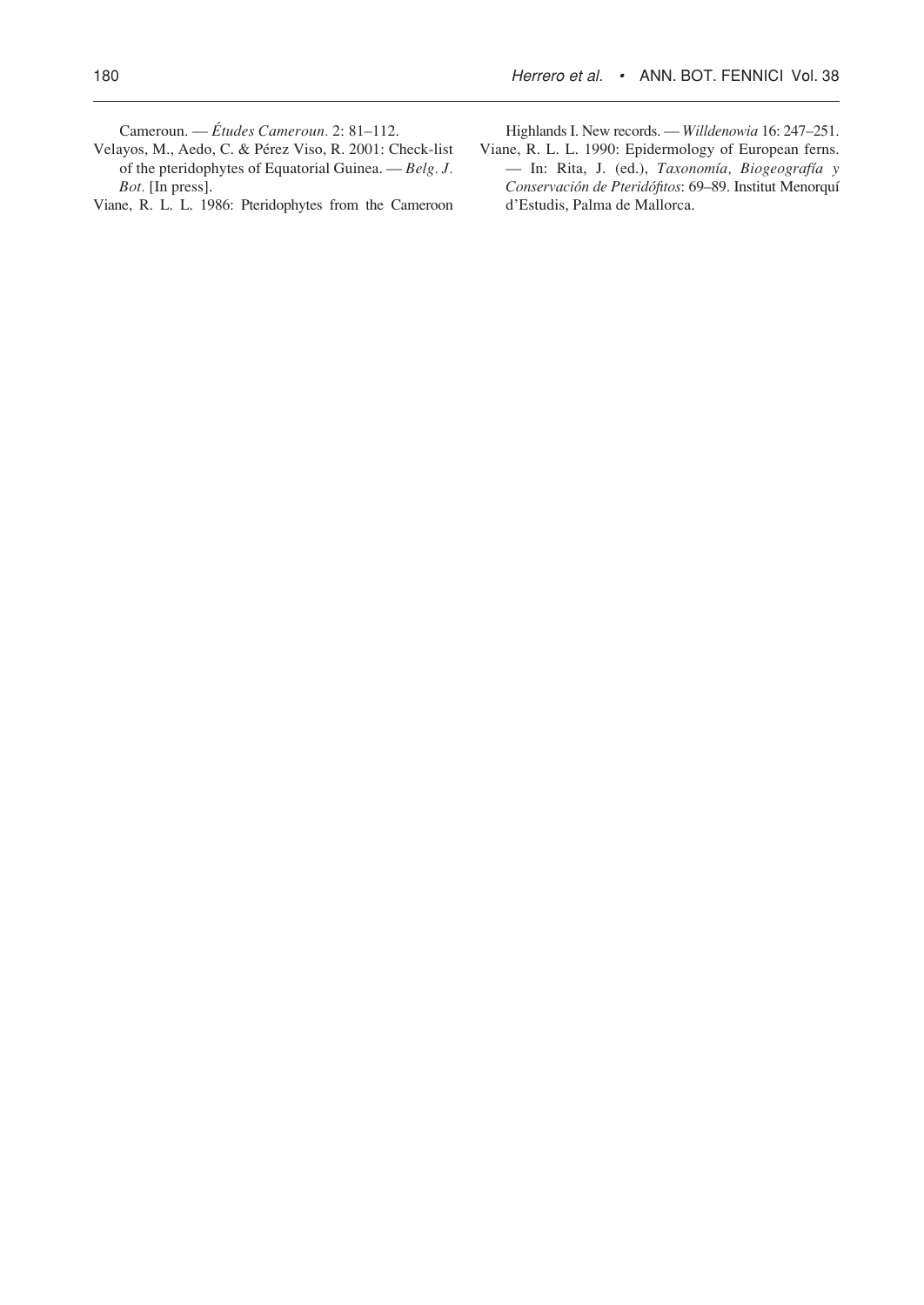Cameroun. — *Études Cameroun.* 2: 81–112.

Velayos, M., Aedo, C. & Pérez Viso, R. 2001: Check-list of the pteridophytes of Equatorial Guinea. — *Belg. J. Bot.* [In press].

Viane, R. L. L. 1986: Pteridophytes from the Cameroon Highlands I. New records. — *Willdenowia* 16: 247–251.

Viane, R. L. L. 1990: Epidermology of European ferns. — In: Rita, J. (ed.), *Taxonomía, Biogeografía y Conservación de Pteridófitos*: 69–89. Institut Menorquí d'Estudis, Palma de Mallorca.